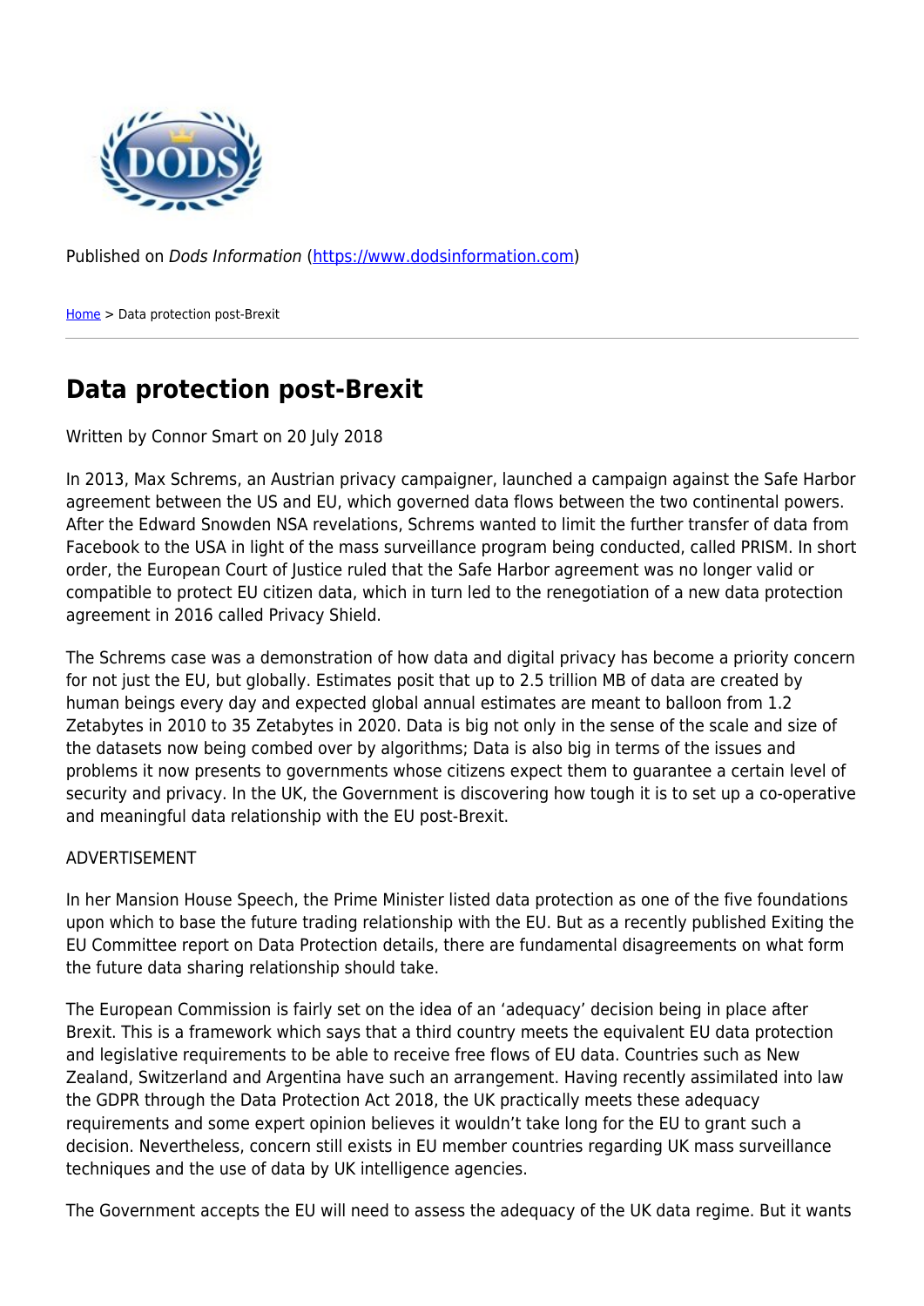Published on *Dods Information* (https://www.dodsinformation.com)

Home > Data protection post-Brexit

# Data protection post-Brexit

Written by Connor Smart on 20 July 2018

In 2013, Max Schrems, an Austrian privacy campaigner, launched a campaign against the Safe Harbor agreement between the US and EU, which governed data flows between the two continental powers. After the Edward Snowden NSA revelations, Schrems wanted to limit the further transfer of data from Facebook to the USA in light of the mass surveillance program being conducted, called PRISM. In short order, the European Court of Justice ruled that the Safe Harbor agreement was no longer valid or compatible to protect EU citizen data, which in turn led to the renegotiation of a new data protection agreement in 2016 called Privacy Shield.

The Schrems case was a demonstration of how data and digital privacy has become a priority concern for not just the EU, but globally. Estimates posit that up to 2.5 trillion MB of data are created by human beings every day and expected global annual estimates are meant to balloon from 1.2 Zetabytes in 2010 to 35 Zetabytes in 2020. Data is big not only in the sense of the scale and size of the datasets now being combed over by algorithms; Data is also big in terms of the issues and problems it now presents to governments whose citizens expect them to guarantee a certain level of security and privacy. In the UK, the Government is discovering how tough it is to set up a co-operative and meaningful data relationship with the EU post-Brexit.

ADVERTISEMENT

In her Mansion House Speech, the Prime Minister listed data protection as one of the five foundations upon which to base the future trading relationship with the EU. But as a recently published Exiting the EU Committee report on Data Protection details, there are fundamental disagreements on what form the future data sharing relationship should take.

The European Commission is fairly set on the idea of an 'adequacy' decision being in place after Brexit. This is a framework which says that a third country meets the equivalent EU data protection and legislative requirements to be able to receive free flows of EU data. Countries such as New Zealand, Switzerland and Argentina have such an arrangement. Having recently assimilated into law the GDPR through the Data Protection Act 2018, the UK practically meets these adequacy requirements and some expert opinion believes it wouldn't take long for the EU to grant such a decision. Nevertheless, concern still exists in EU member countries regarding UK mass surveillance techniques and the use of data by UK intelligence agencies.

The Government accepts the EU will need to assess the adequacy of the UK data regime. But it wants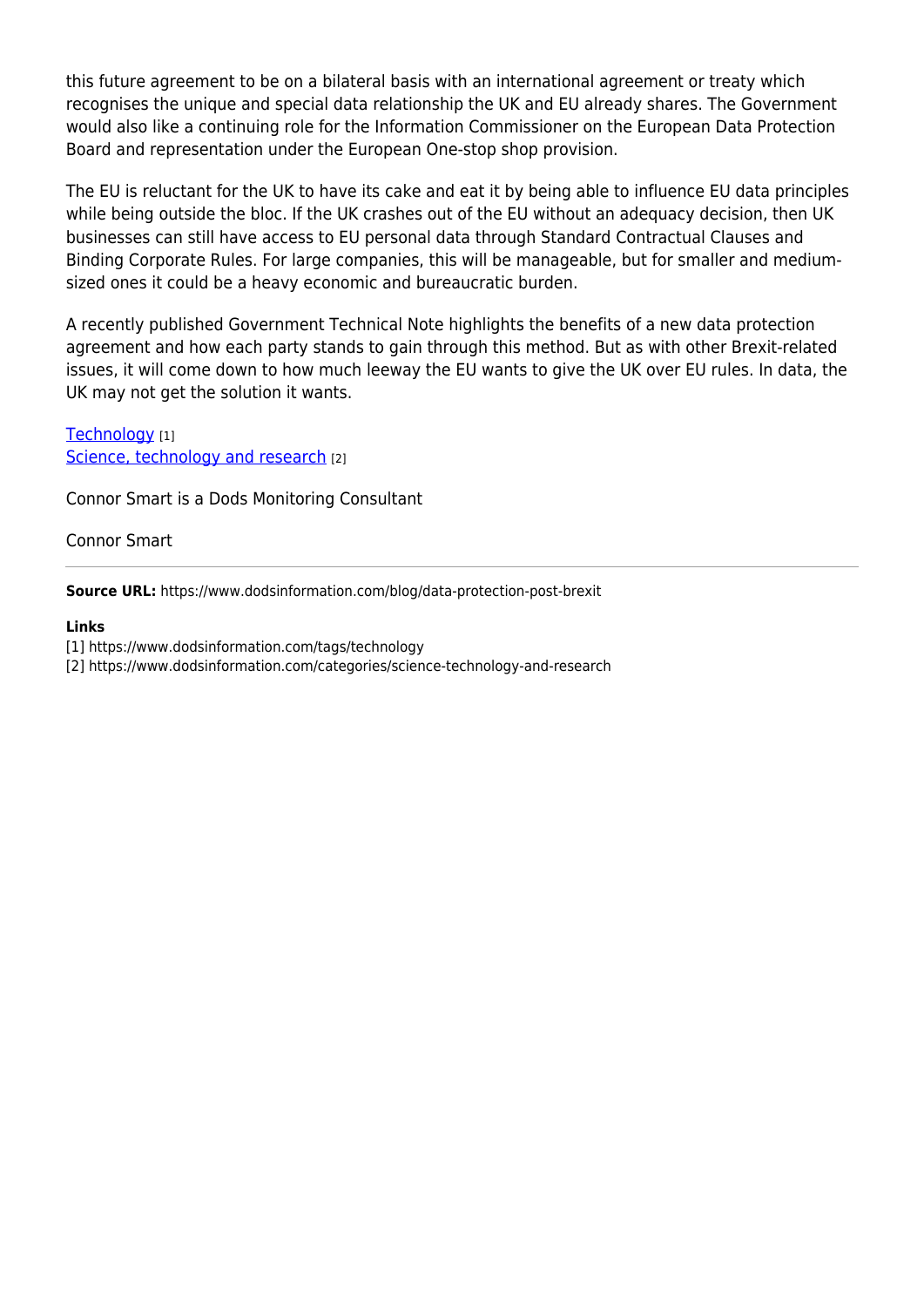this future agreement to be on a bilateral basis with an international agreement or treaty which recognises the unique and special data relationship the UK and EU already shares. The Government would also like a continuing role for the Information Commissioner on the European Data Protection Board and representation under the European One-stop shop provision.

The EU is reluctant for the UK to have its cake and eat it by being able to influence EU data principles while being outside the bloc. If the UK crashes out of the EU without an adequacy decision, then UK businesses can still have access to EU personal data through Standard Contractual Clauses and Binding Corporate Rules. For large companies, this will be manageable, but for smaller and medium-sized ones it could be a heavy economic and bureaucratic burden.

A recently published Government Technical Note highlights the benefits of a new data protection agreement and how each party stands to gain through this method. But as with other Brexit-related issues, it will come down to how much leeway the EU wants to give the UK over EU rules. In data, the UK may not get the solution it wants.

Technology [1]
Science, technology and research [2]

Connor Smart is a Dods Monitoring Consultant

Connor Smart

---

**Source URL:** https://www.dodsinformation.com/blog/data-protection-post-brexit

**Links**

[1] https://www.dodsinformation.com/tags/technology
[2] https://www.dodsinformation.com/categories/science-technology-and-research